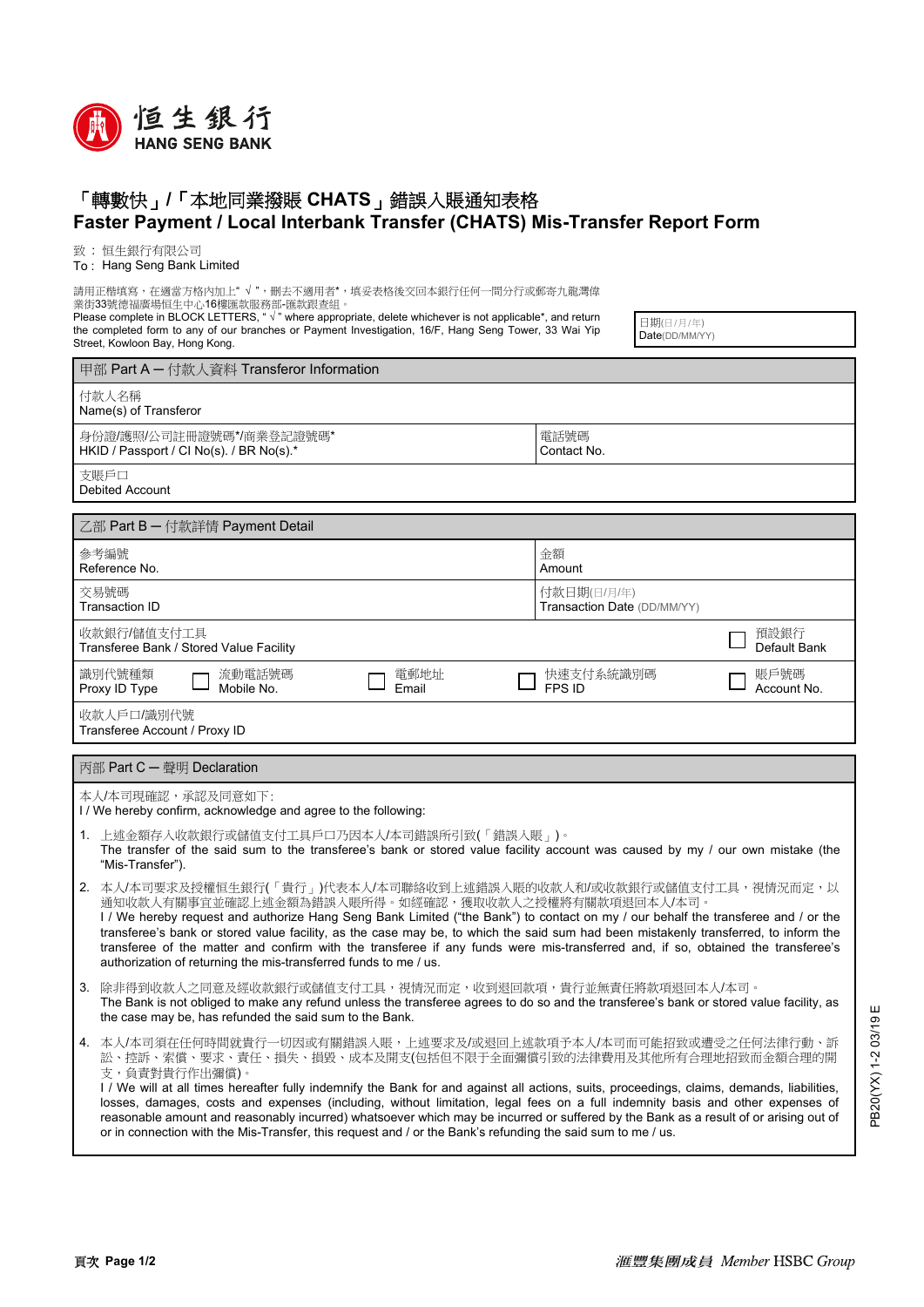恒生銀行
HANG SENG BANK

# 「轉數快」/「本地同業撥賬 CHATS」錯誤入賬通知表格
# Faster Payment / Local Interbank Transfer (CHATS) Mis-Transfer Report Form

致：恒生銀行有限公司
To : Hang Seng Bank Limited

請用正楷填寫，在適當方格內加上" √ "，刪去不適用者*，填妥表格後交回本銀行任何一間分行或郵寄九龍灣偉業街33號德福廣場恒生中心16樓匯款服務部-匯款跟查組。
Please complete in BLOCK LETTERS, " √ " where appropriate, delete whichever is not applicable*, and return the completed form to any of our branches or Payment Investigation, 16/F, Hang Seng Tower, 33 Wai Yip Street, Kowloon Bay, Hong Kong.

日期(日/月/年)
Date(DD/MM/YY)

## 甲部 Part A — 付款人資料 Transferor Information

| | |
|---|---|
| 付款人名稱<br>Name(s) of Transferor | |
| 身份證/護照/公司註冊證號碼*/商業登記證號碼*<br>HKID / Passport / CI No(s). / BR No(s).* | 電話號碼<br>Contact No. |
| 支賬戶口<br>Debited Account | |

## 乙部 Part B — 付款詳情 Payment Detail

| | | | | |
|---|---|---|---|---|
| 參考編號<br>Reference No. | | | 金額<br>Amount | |
| 交易號碼<br>Transaction ID | | | 付款日期(日/月/年)<br>Transaction Date (DD/MM/YY) | |
| 收款銀行/儲值支付工具<br>Transferee Bank / Stored Value Facility | | | | ☐ 預設銀行<br>Default Bank |
| 識別代號種類<br>Proxy ID Type | ☐ 流動電話號碼<br>Mobile No. | ☐ 電郵地址<br>Email | ☐ 快速支付系統識別碼<br>FPS ID | ☐ 賬戶號碼<br>Account No. |
| 收款人戶口/識別代號<br>Transferee Account / Proxy ID | | | | |

## 丙部 Part C — 聲明 Declaration

本人/本司現確認，承認及同意如下:
I / We hereby confirm, acknowledge and agree to the following:

1. 上述金額存入收款銀行或儲值支付工具戶口乃因本人/本司錯誤所引致(「錯誤入賬」)。
   The transfer of the said sum to the transferee's bank or stored value facility account was caused by my / our own mistake (the "Mis-Transfer").
2. 本人/本司要求及授權恒生銀行(「貴行」)代表本人/本司聯絡收到上述錯誤入賬的收款人和/或收款銀行或儲值支付工具，視情況而定，以通知收款人有關事宜並確認上述金額為錯誤入賬所得。如經確認，獲取收款人之授權將有關款項退回本人/本司。
   I / We hereby request and authorize Hang Seng Bank Limited ("the Bank") to contact on my / our behalf the transferee and / or the transferee's bank or stored value facility, as the case may be, to which the said sum had been mistakenly transferred, to inform the transferee of the matter and confirm with the transferee if any funds were mis-transferred and, if so, obtained the transferee's authorization of returning the mis-transferred funds to me / us.
3. 除非得到收款人之同意及經收款銀行或儲值支付工具，視情況而定，收到退回款項，貴行並無責任將款項退回本人/本司。
   The Bank is not obliged to make any refund unless the transferee agrees to do so and the transferee's bank or stored value facility, as the case may be, has refunded the said sum to the Bank.
4. 本人/本司須在任何時間就貴行一切因或有關錯誤入賬，上述要求及/或退回上述款項予本人/本司而可能招致或遭受之任何法律行動、訴訟、控訴、索償、要求、責任、損失、損毀、成本及開支(包括但不限于全面彌償引致的法律費用及其他所有合理地招致而金額合理的開支，負責對貴行作出彌償)。
   I / We will at all times hereafter fully indemnify the Bank for and against all actions, suits, proceedings, claims, demands, liabilities, losses, damages, costs and expenses (including, without limitation, legal fees on a full indemnity basis and other expenses of reasonable amount and reasonably incurred) whatsoever which may be incurred or suffered by the Bank as a result of or arising out of or in connection with the Mis-Transfer, this request and / or the Bank's refunding the said sum to me / us.

PB20(YX) 1-2 03/19 E

匯豐集團成員 Member HSBC Group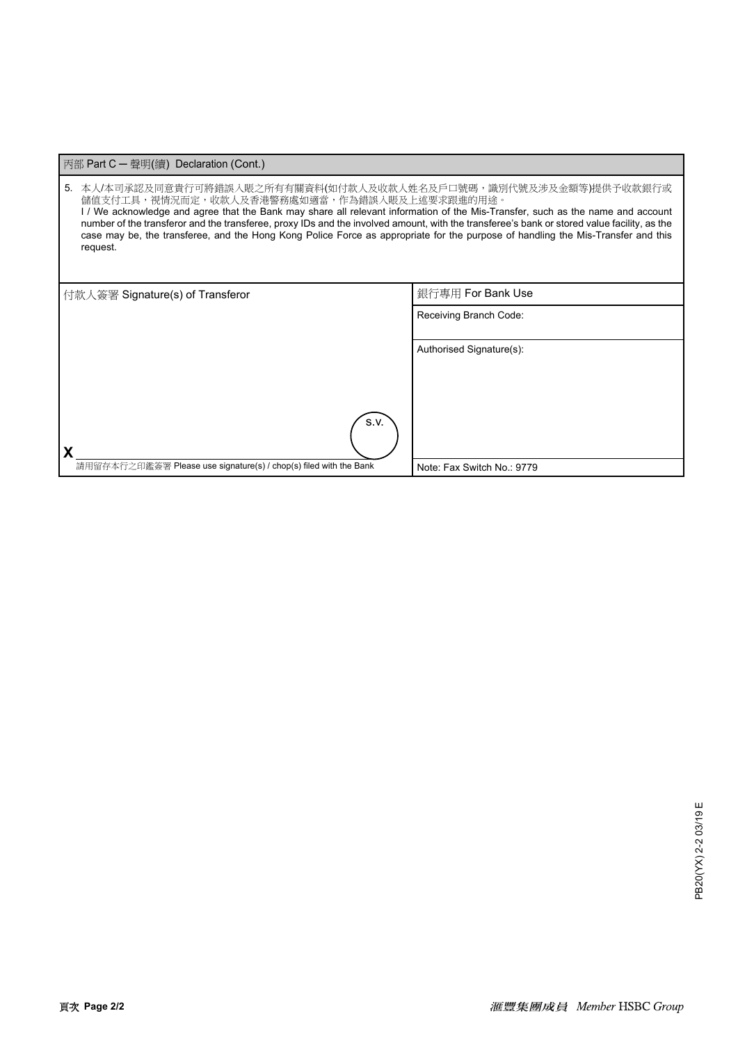## 丙部 Part C – 聲明(續) Declaration (Cont.)

5. 本人/本司承認及同意貴行可將錯誤入賬之所有有關資料(如付款人及收款人姓名及戶口號碼，識別代號及涉及金額等)提供予收款銀行或儲值支付工具，視情況而定，收款人及香港警務處如適當，作為錯誤入賬及上述要求跟進的用途。
I / We acknowledge and agree that the Bank may share all relevant information of the Mis-Transfer, such as the name and account number of the transferor and the transferee, proxy IDs and the involved amount, with the transferee's bank or stored value facility, as the case may be, the transferee, and the Hong Kong Police Force as appropriate for the purpose of handling the Mis-Transfer and this request.

| 付款人簽署 Signature(s) of Transferor | 銀行專用 For Bank Use |
| --- | --- |
| | Receiving Branch Code: |
| S.V. <br> X ____________________ <br> 請用留存本行之印鑑簽署 Please use signature(s) / chop(s) filed with the Bank | Authorised Signature(s): |
| | Note: Fax Switch No.: 9779 |

PB20(YX) 2-2 03/19 E

*滙豐集團成員 Member HSBC Group*